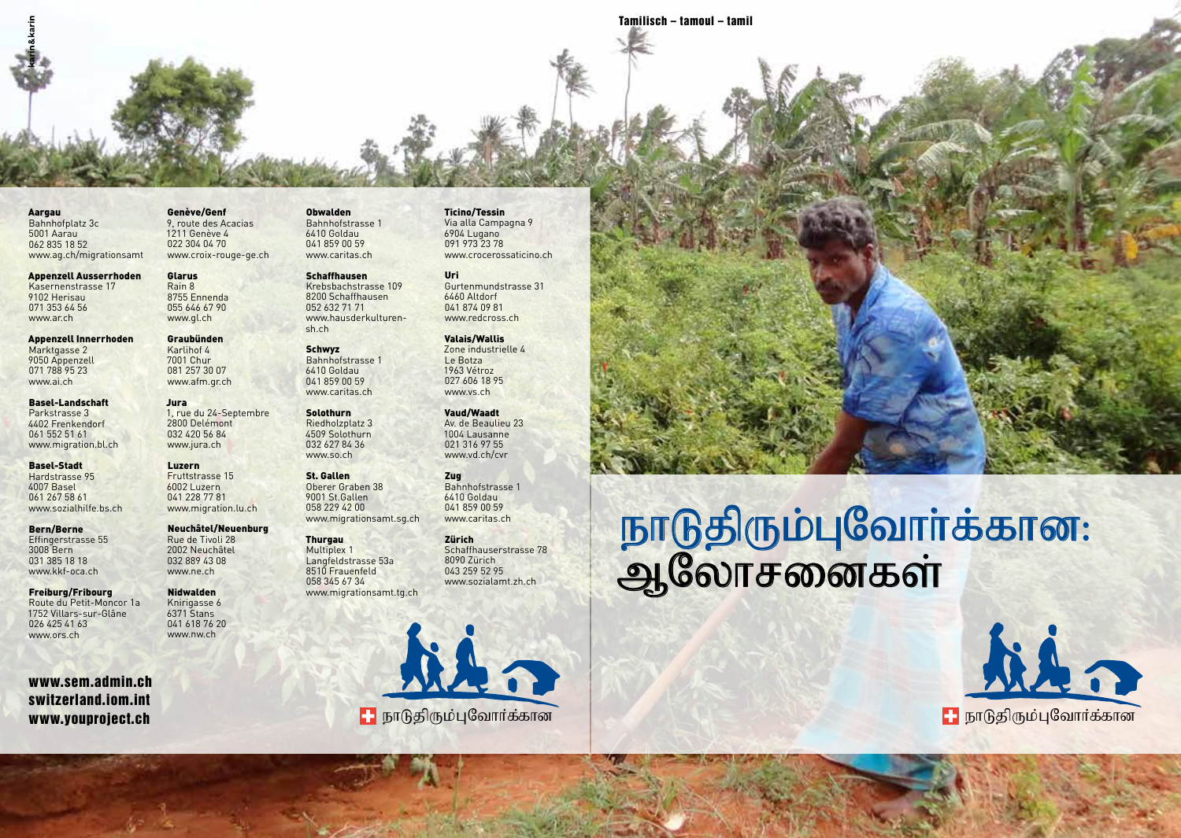Tamilisch – tamoul – tamil

# நாடுதிரும்புவோர்க்கான: ஆலோசனைகள்

நாடுதிரும்புவோர்க்கான

**Aargau**
Bahnhofplatz 3c
5001 Aarau
062 835 18 52
www.ag.ch/migrationsamt

**Appenzell Ausserrhoden**
Kasernenstrasse 17
9102 Herisau
071 353 64 56
www.ar.ch

**Appenzell Innerrhoden**
Marktgasse 2
9050 Appenzell
071 788 95 23
www.ai.ch

**Basel-Landschaft**
Parkstrasse 3
4402 Frenkendorf
061 552 51 61
www.migration.bl.ch

**Basel-Stadt**
Hardstrasse 95
4007 Basel
061 267 58 61
www.sozialhilfe.bs.ch

**Bern/Berne**
Effingerstrasse 55
3008 Bern
031 385 18 18
www.kkf-oca.ch

**Freiburg/Fribourg**
Route du Petit-Moncor 1a
1752 Villars-sur-Glâne
026 425 41 63
www.ors.ch

**Genève/Genf**
9, route des Acacias
1211 Genève 4
022 304 04 70
www.croix-rouge-ge.ch

**Glarus**
Rain 8
8755 Ennenda
055 646 67 90
www.gl.ch

**Graubünden**
Karlihof 4
7001 Chur
081 257 30 07
www.afm.gr.ch

**Jura**
1, rue du 24-Septembre
2800 Delémont
032 420 56 84
www.jura.ch

**Luzern**
Fruttstrasse 15
6002 Luzern
041 228 77 81
www.migration.lu.ch

**Neuchâtel/Neuenburg**
Rue de Tivoli 28
2002 Neuchâtel
032 889 43 08
www.ne.ch

**Nidwalden**
Knirigasse 6
6371 Stans
041 618 76 20
www.nw.ch

**Obwalden**
Bahnhofstrasse 1
6410 Goldau
041 859 00 59
www.caritas.ch

**Schaffhausen**
Krebsbachstrasse 109
8200 Schaffhausen
052 632 71 71
www.hausderkulturen-sh.ch

**Schwyz**
Bahnhofstrasse 1
6410 Goldau
041 859 00 59
www.caritas.ch

**Solothurn**
Riedholzplatz 3
4509 Solothurn
032 627 84 36
www.so.ch

**St. Gallen**
Oberer Graben 38
9001 St.Gallen
058 229 42 00
www.migrationsamt.sg.ch

**Thurgau**
Multiplex 1
Langfeldstrasse 53a
8510 Frauenfeld
058 345 67 34
www.migrationsamt.tg.ch

**Ticino/Tessin**
Via alla Campagna 9
6904 Lugano
091 973 23 78
www.crocerossaticino.ch

**Uri**
Gurtenmundstrasse 31
6460 Altdorf
041 874 09 81
www.redcross.ch

**Valais/Wallis**
Zone industrielle 4
Le Botza
1963 Vétroz
027 606 18 95
www.vs.ch

**Vaud/Waadt**
Av. de Beaulieu 23
1004 Lausanne
021 316 97 55
www.vd.ch/cvr

**Zug**
Bahnhofstrasse 1
6410 Goldau
041 859 00 59
www.caritas.ch

**Zürich**
Schaffhauserstrasse 78
8090 Zürich
043 259 52 95
www.sozialamt.zh.ch

**www.sem.admin.ch**
**switzerland.iom.int**
**www.youproject.ch**

நாடுதிரும்புவோர்க்கான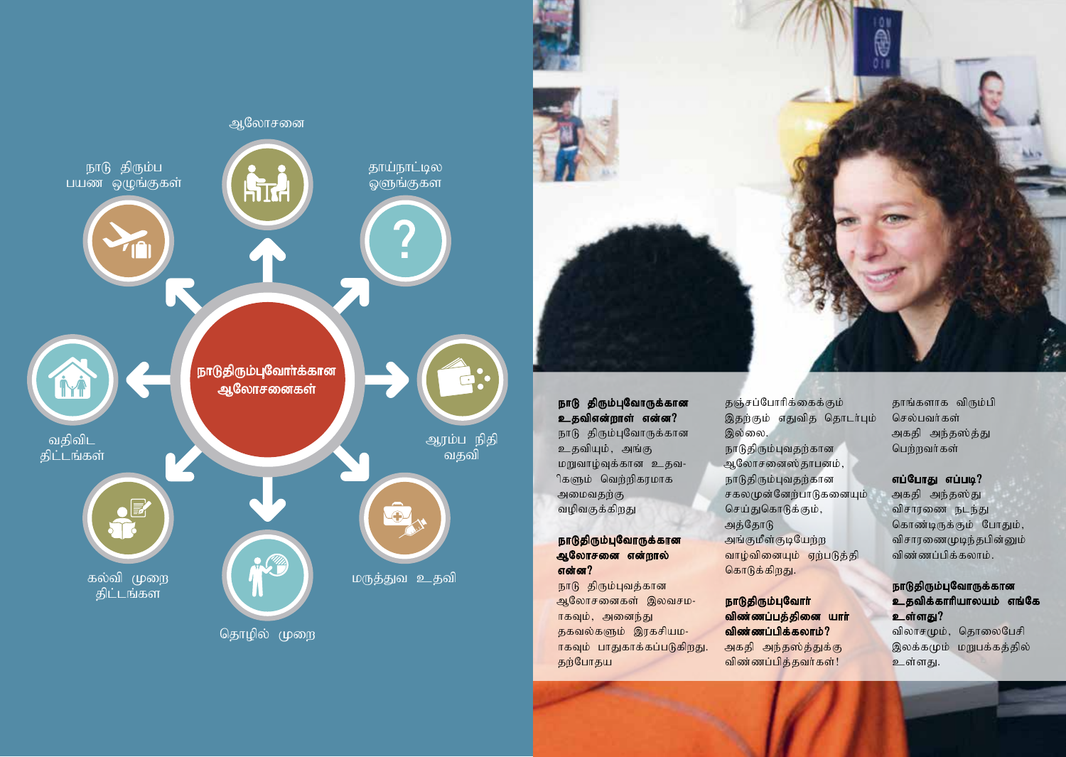நாடுதிரும்புவோர்க்கான ஆலோசனைகள்

ஆலோசனை

தாய்நாட்டில ஓளுங்குகள

ஆரம்ப நிதி வதவி

மருத்துவ உதவி

தொழில் முறை

கல்வி முறை திட்டங்களை

வதிவிட திட்டங்கள்

நாடு திரும்ப பயண ஒழுங்குகள்

**நாடு திரும்புவோருக்கான உதவிஎன்றாள் என்ன?**

நாடு திரும்புவோருக்கான உதவியும், அங்கு மறுவாழ்வுக்கான உதவ-ிகளும் வெற்றிகரமாக அமைவதற்கு வழிவகுக்கிறது

**நாடுதிரும்புவோருக்கான ஆலோசனை என்றால் என்ன?**

நாடு திரும்புவத்கான ஆலோசனைகள் இலவசம-ாகவும், அனைந்து தகவல்களும் இரகசியம-ாகவும் பாதுகாக்கப்படுகிறது. தற்போதய தஞ்சப்போரிக்கைக்கும் இதற்கும் எதுவித தொடர்பும் இல்லை.

நாடுதிரும்புவதற்கான ஆலோசனைஸ்தாபனம், நாடுதிரும்புவதற்கான சகலமுன்னேற்பாடுகனையும் செய்துகொடுக்கும், அத்தோடு அங்குமீள்குடியேற்ற வாழ்வினையும் ஏற்படுத்தி கொடுக்கிறது.

**நாடுதிரும்புவோர் விண்ணப்பத்தினை யார் விண்ணப்பிக்கலாம்?**

அகதி அந்தஸ்த்துக்கு விண்ணப்பித்தவர்கள்!

தாங்களாக விரும்பி செல்பவர்கள்

அகதி அந்தஸ்த்து பெற்றவர்கள்

**எப்போது எப்படி?**

அகதி அந்தஸ்து விசாரணை நடந்து கொண்டிருக்கும் போதும், விசாரணைமுடிந்தபின்னும் விண்ணப்பிக்கலாம்.

**நாடுதிரும்புவோருக்கான உதவிக்காரியாலயம் எங்கே உள்ளது?**

விலாசமும், தொலைபேசி இலக்கமும் மறுபக்கத்தில் உள்ளது.